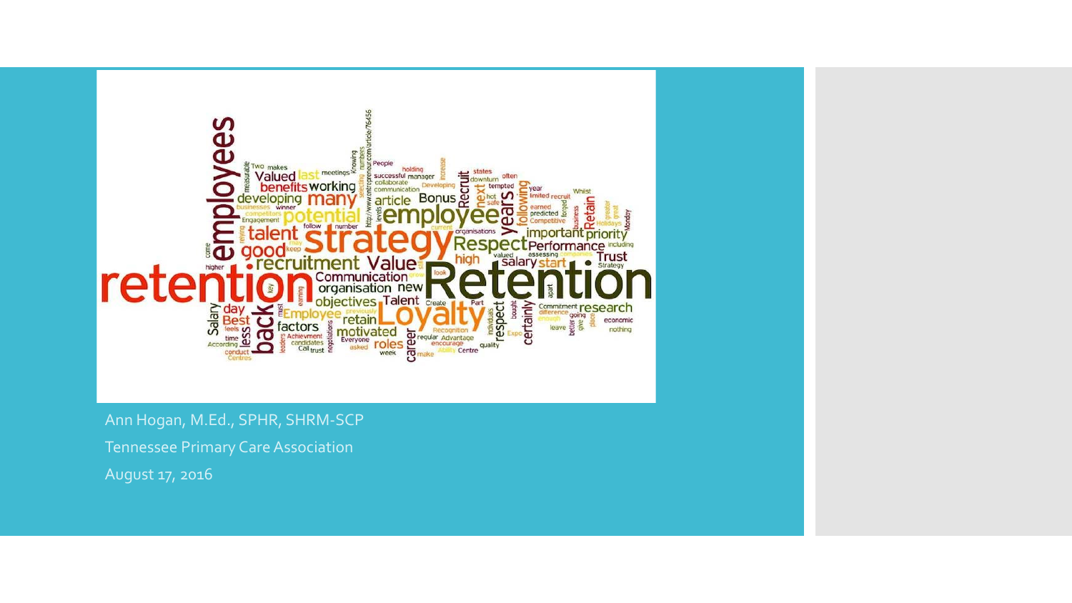Ann Hogan, M.Ed., SPHR, SHRM-SCP

Tennessee Primary Care Association

August 17, 2016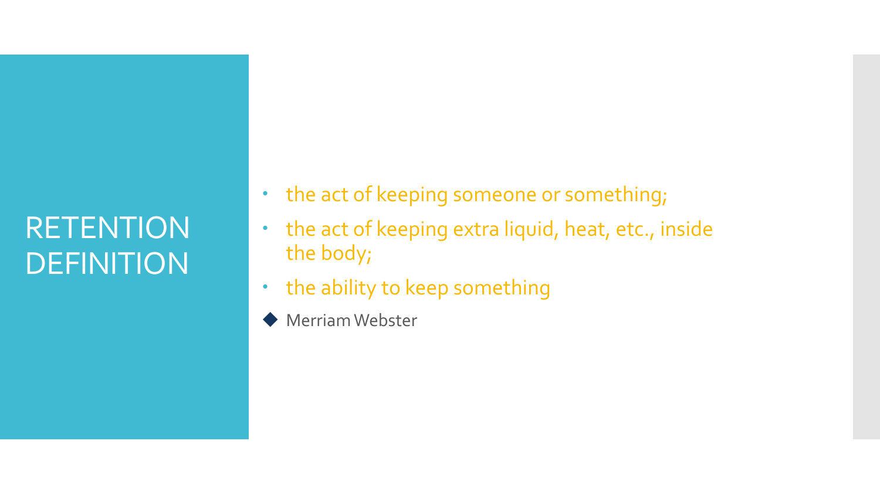# RETENTION DEFINITION

- the act of keeping someone or something;
- the act of keeping extra liquid, heat, etc., inside the body;
- the ability to keep something

◆ Merriam Webster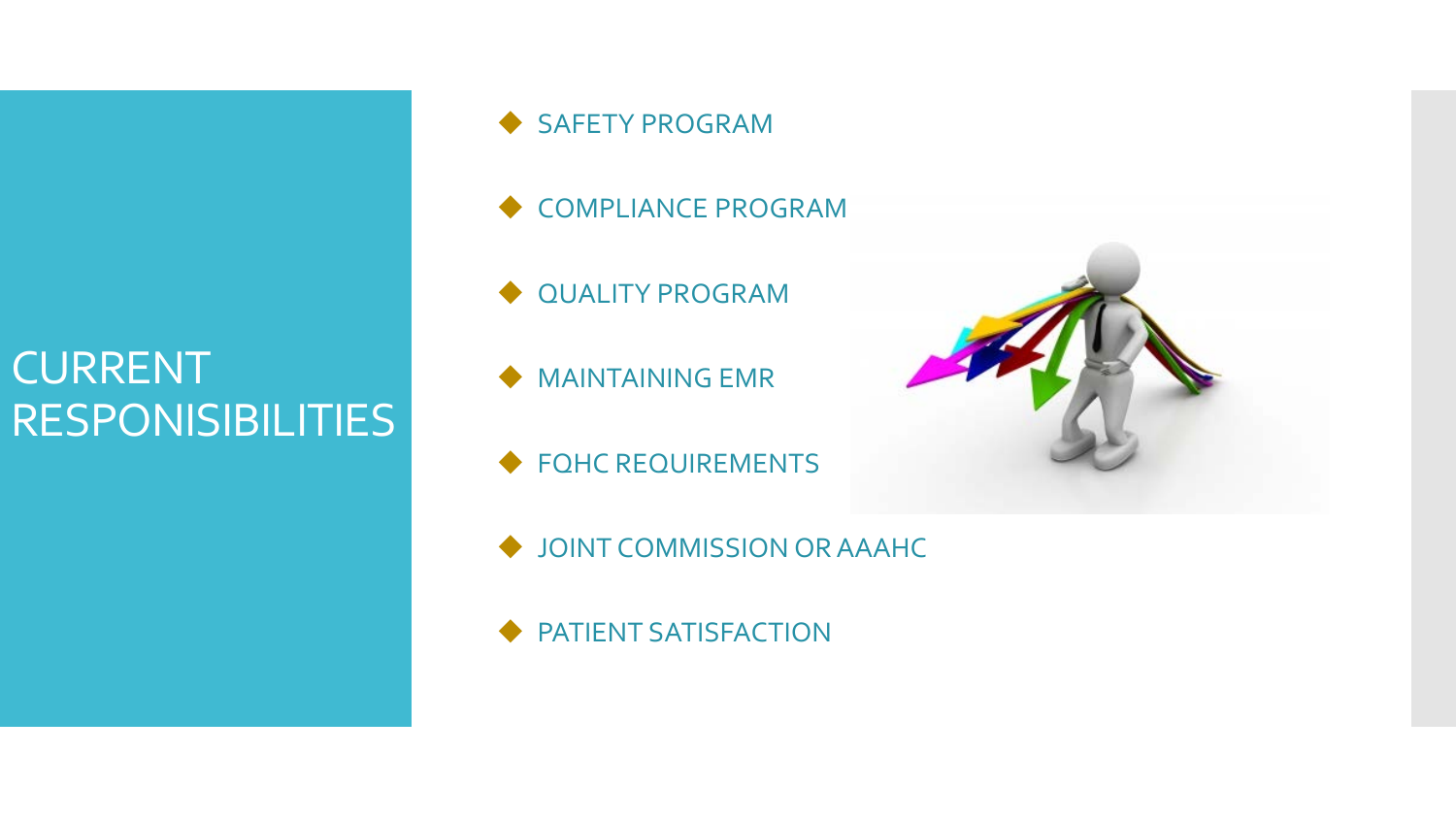# CURRENT RESPONISIBILITIES

- SAFETY PROGRAM
- COMPLIANCE PROGRAM
- QUALITY PROGRAM
- MAINTAINING EMR
- FQHC REQUIREMENTS
- JOINT COMMISSION OR AAAHC
- PATIENT SATISFACTION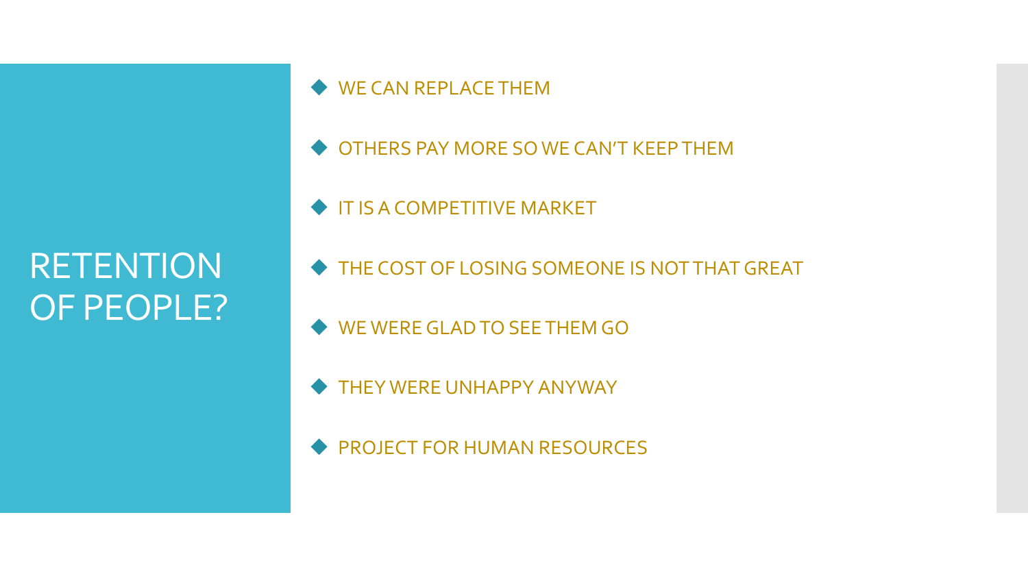# RETENTION OF PEOPLE?

- WE CAN REPLACE THEM
- OTHERS PAY MORE SO WE CAN'T KEEP THEM
- IT IS A COMPETITIVE MARKET
- THE COST OF LOSING SOMEONE IS NOT THAT GREAT
- WE WERE GLAD TO SEE THEM GO
- THEY WERE UNHAPPY ANYWAY
- PROJECT FOR HUMAN RESOURCES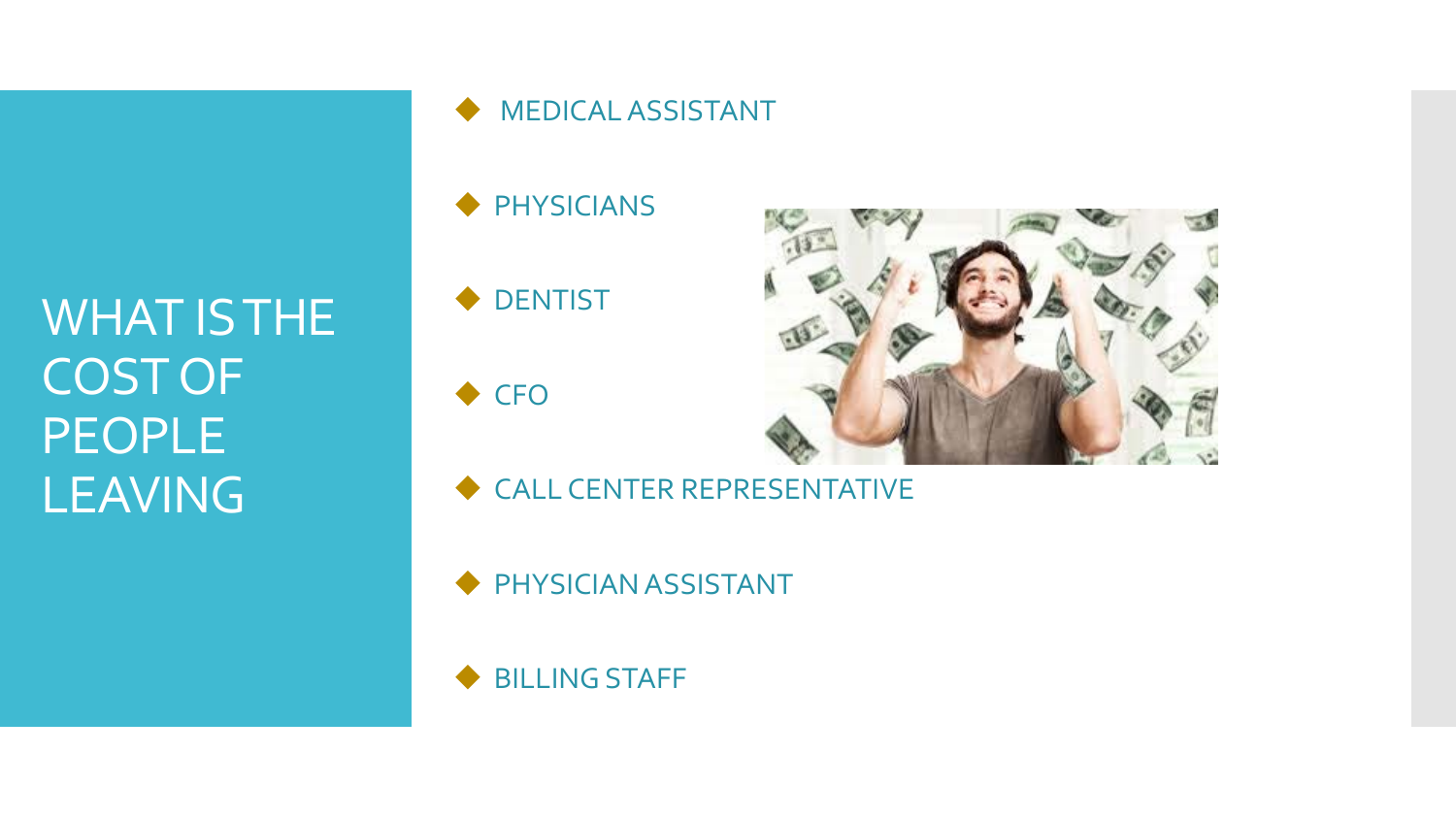# WHAT IS THE COST OF PEOPLE LEAVING

- MEDICAL ASSISTANT
- PHYSICIANS
- DENTIST
- CFO
- CALL CENTER REPRESENTATIVE
- PHYSICIAN ASSISTANT
- BILLING STAFF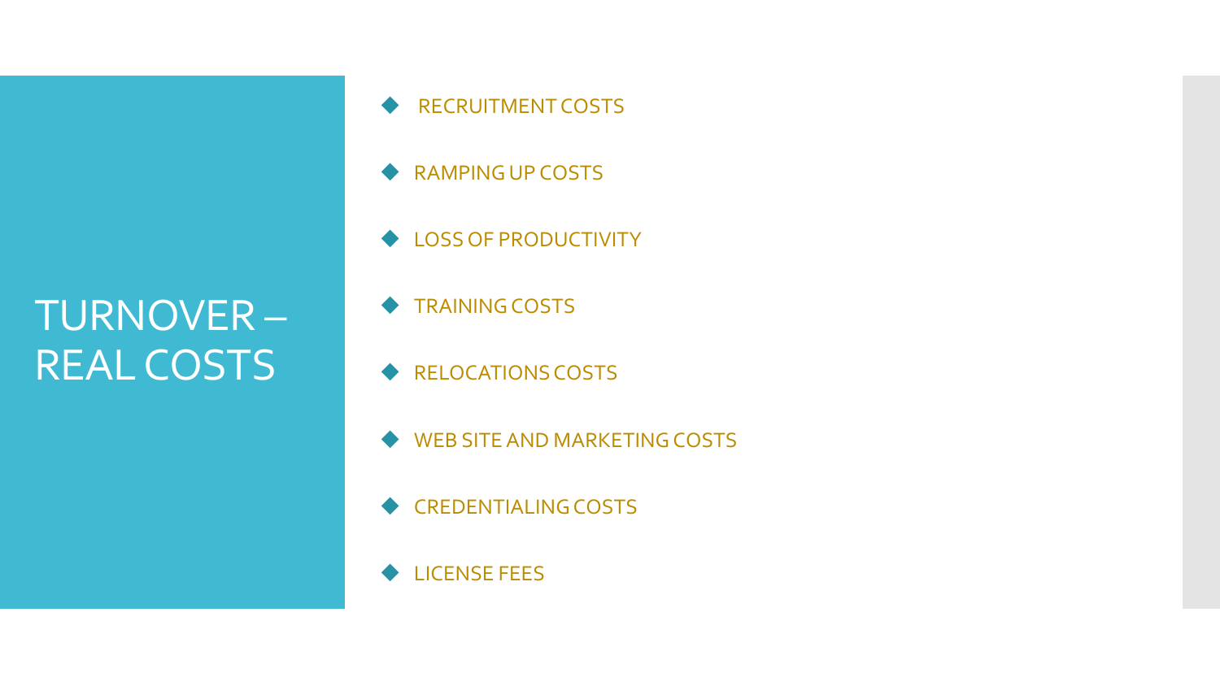# TURNOVER – REAL COSTS

- RECRUITMENT COSTS
- RAMPING UP COSTS
- LOSS OF PRODUCTIVITY
- TRAINING COSTS
- RELOCATIONS COSTS
- WEB SITE AND MARKETING COSTS
- CREDENTIALING COSTS
- LICENSE FEES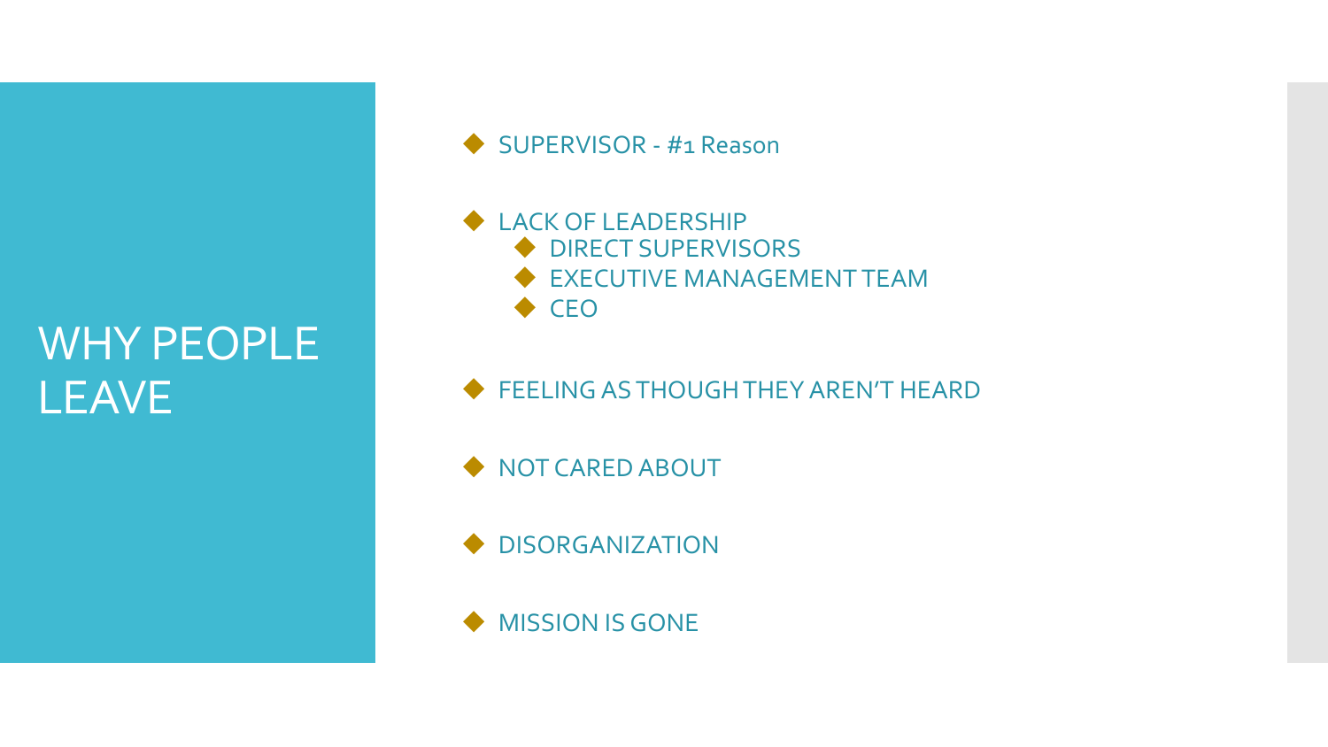# WHY PEOPLE LEAVE

- SUPERVISOR - #1 Reason
- LACK OF LEADERSHIP
  - DIRECT SUPERVISORS
  - EXECUTIVE MANAGEMENT TEAM
  - CEO
- FEELING AS THOUGH THEY AREN'T HEARD
- NOT CARED ABOUT
- DISORGANIZATION
- MISSION IS GONE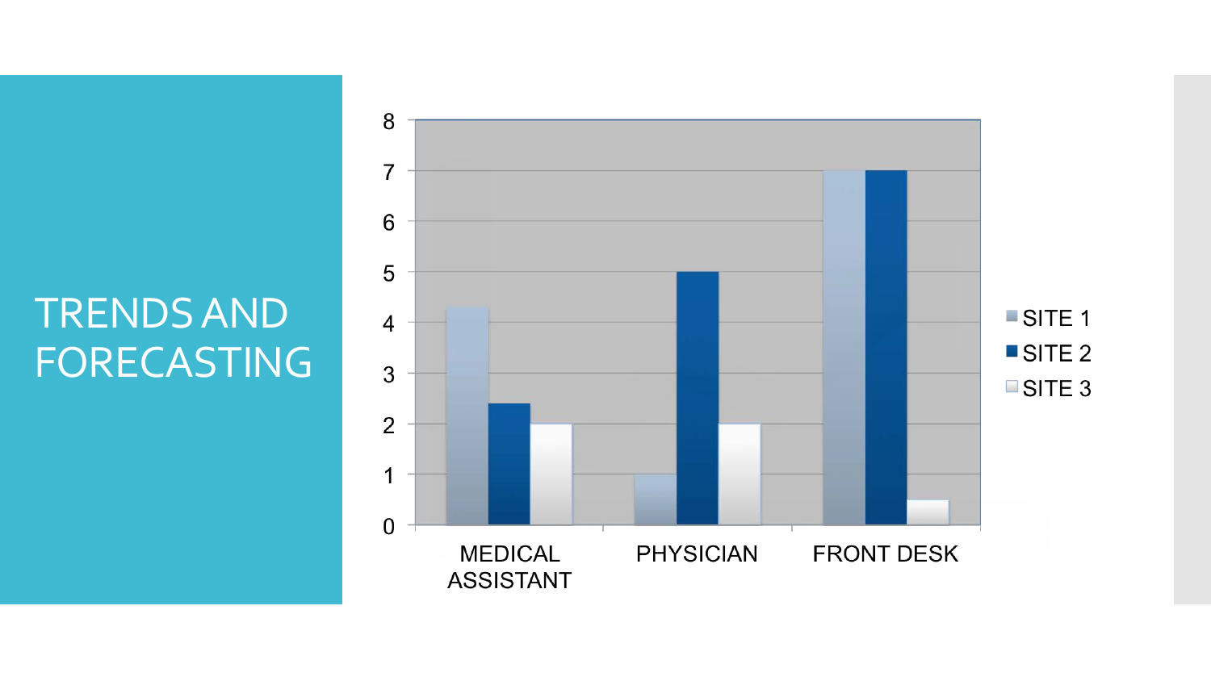# TRENDS AND FORECASTING

| | SITE 1 | SITE 2 | SITE 3 |
|---|---|---|---|
| MEDICAL ASSISTANT | 4.3 | 2.4 | 2 |
| PHYSICIAN | 1 | 5 | 2 |
| FRONT DESK | 7 | 7 | 0.5 |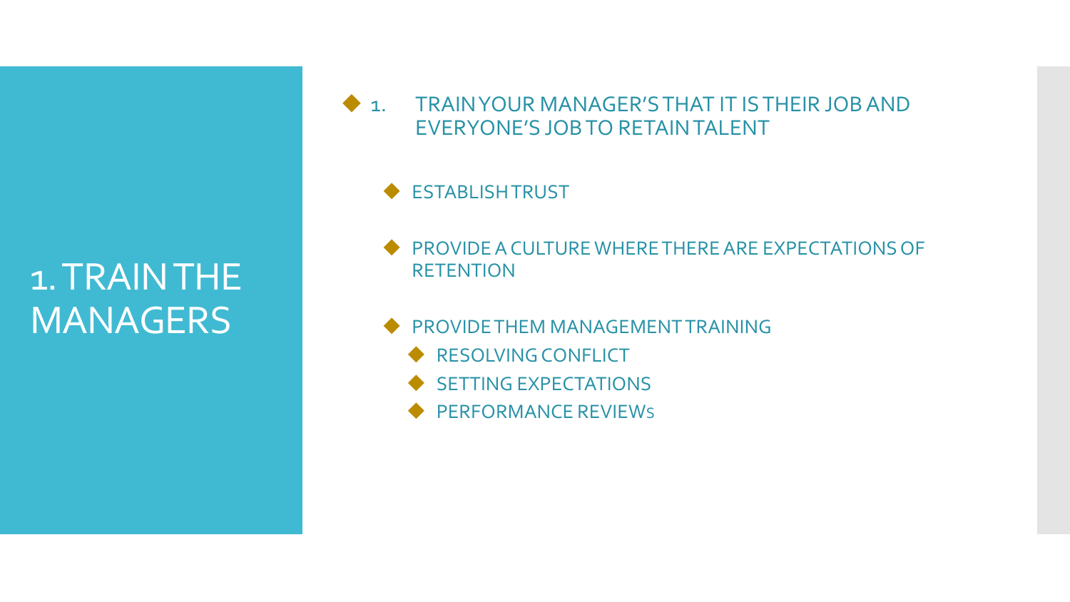# 1. TRAIN THE MANAGERS

- 1. TRAIN YOUR MANAGER'S THAT IT IS THEIR JOB AND EVERYONE'S JOB TO RETAIN TALENT
  - ESTABLISH TRUST
  - PROVIDE A CULTURE WHERE THERE ARE EXPECTATIONS OF RETENTION
  - PROVIDE THEM MANAGEMENT TRAINING
    - RESOLVING CONFLICT
    - SETTING EXPECTATIONS
    - PERFORMANCE REVIEWs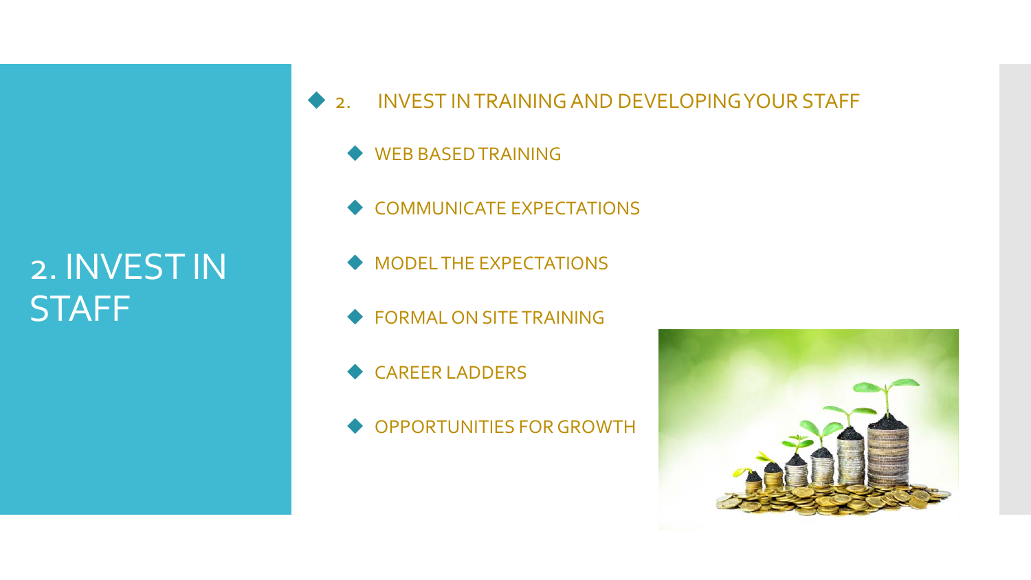# 2. INVEST IN STAFF

- 2. INVEST IN TRAINING AND DEVELOPING YOUR STAFF
  - WEB BASED TRAINING
  - COMMUNICATE EXPECTATIONS
  - MODEL THE EXPECTATIONS
  - FORMAL ON SITE TRAINING
  - CAREER LADDERS
  - OPPORTUNITIES FOR GROWTH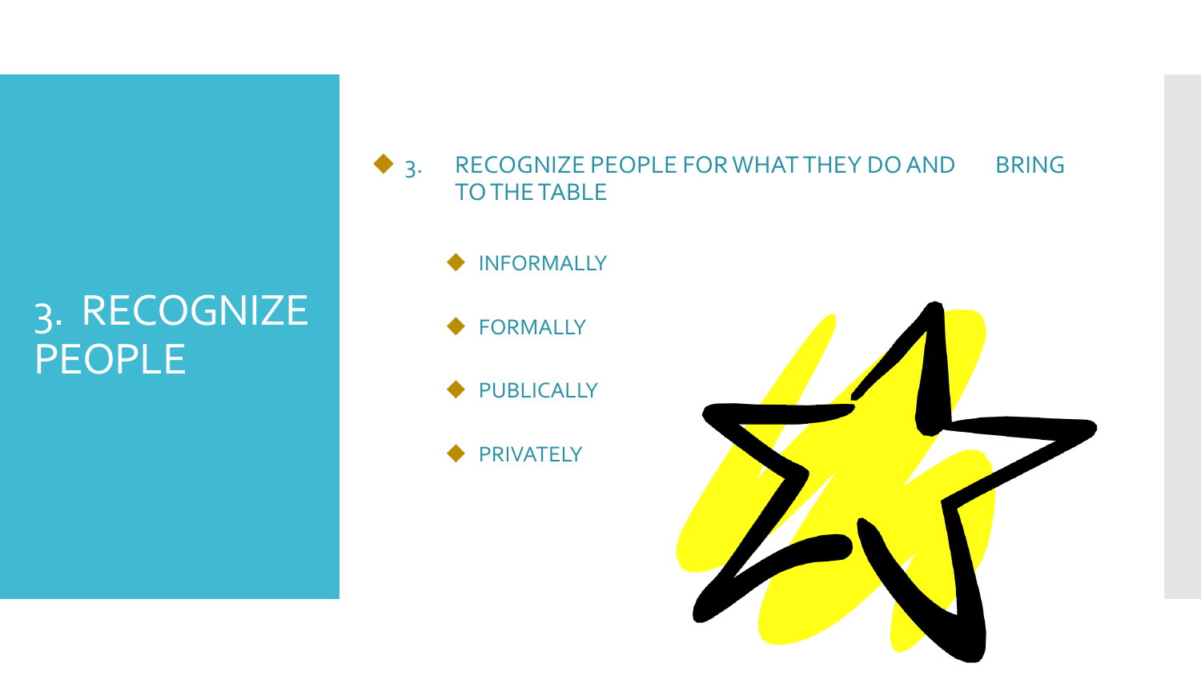# 3. RECOGNIZE PEOPLE

- 3. RECOGNIZE PEOPLE FOR WHAT THEY DO AND BRING TO THE TABLE
  - INFORMALLY
  - FORMALLY
  - PUBLICALLY
  - PRIVATELY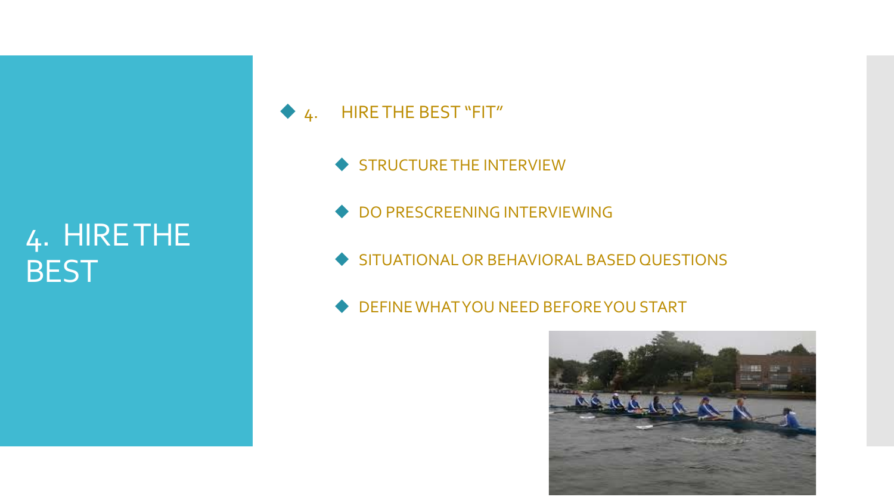# 4. HIRE THE BEST

- 4. HIRE THE BEST "FIT"
  - STRUCTURE THE INTERVIEW
  - DO PRESCREENING INTERVIEWING
  - SITUATIONAL OR BEHAVIORAL BASED QUESTIONS
  - DEFINE WHAT YOU NEED BEFORE YOU START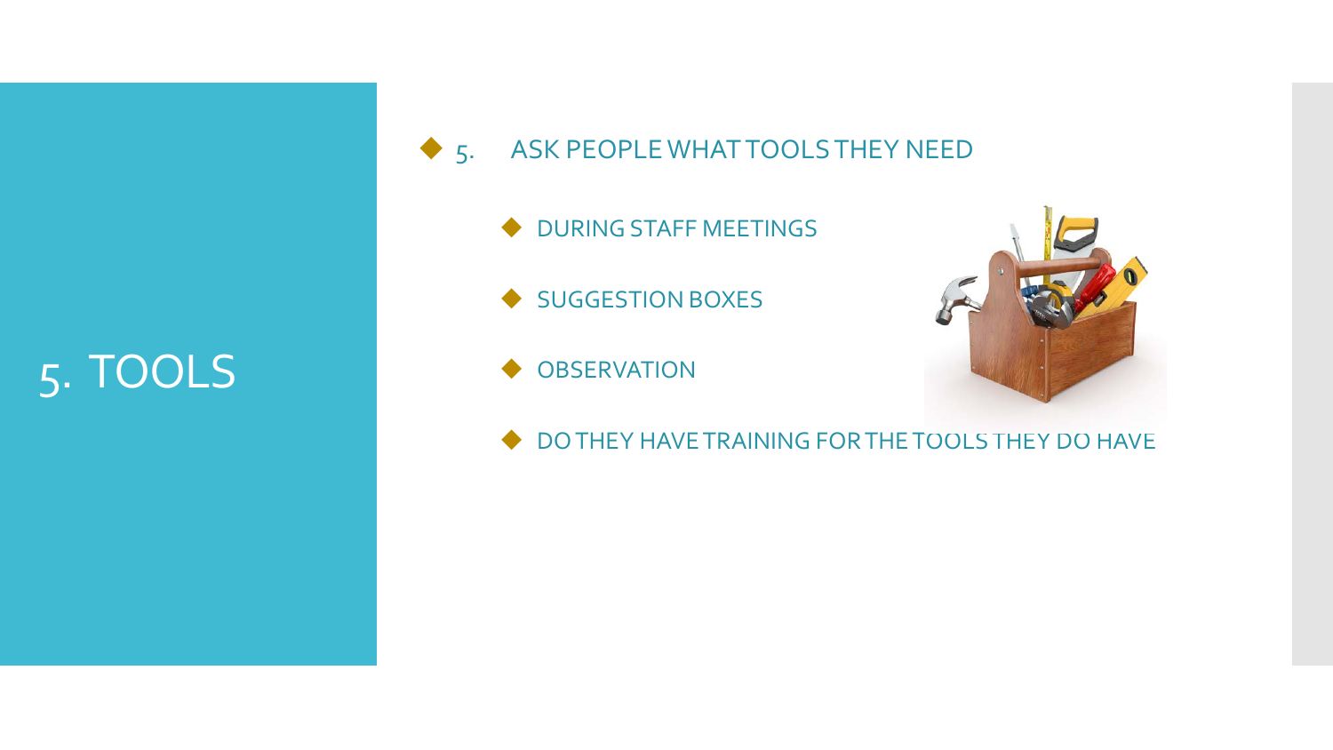# 5. TOOLS

- 5. ASK PEOPLE WHAT TOOLS THEY NEED
  - DURING STAFF MEETINGS
  - SUGGESTION BOXES
  - OBSERVATION
  - DO THEY HAVE TRAINING FOR THE TOOLS THEY DO HAVE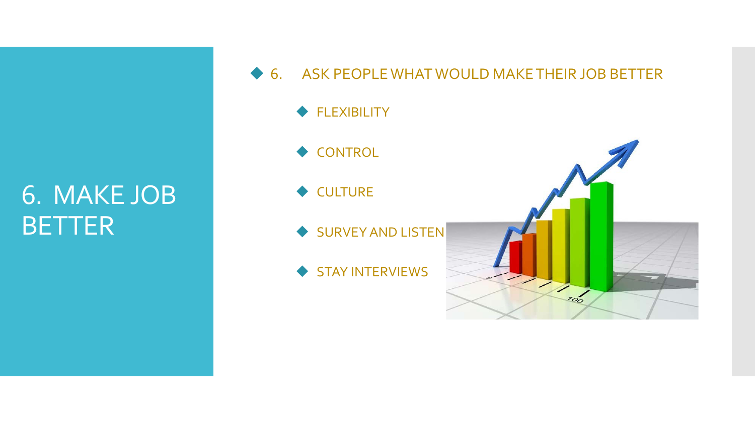# 6. MAKE JOB BETTER

- 6. ASK PEOPLE WHAT WOULD MAKE THEIR JOB BETTER
  - FLEXIBILITY
  - CONTROL
  - CULTURE
  - SURVEY AND LISTEN
  - STAY INTERVIEWS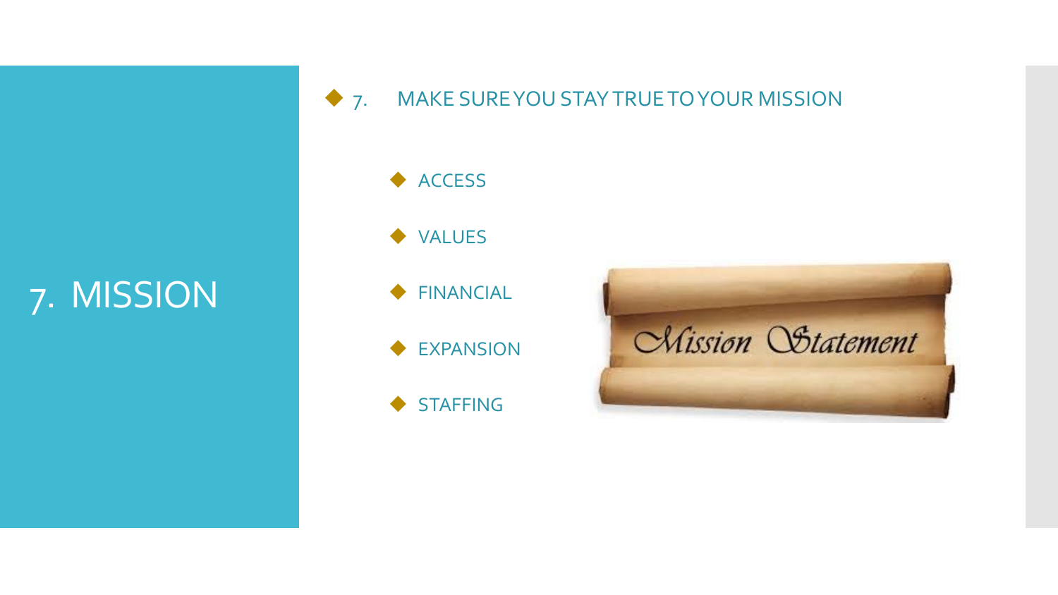# 7. MISSION

- 7. MAKE SURE YOU STAY TRUE TO YOUR MISSION
  - ACCESS
  - VALUES
  - FINANCIAL
  - EXPANSION
  - STAFFING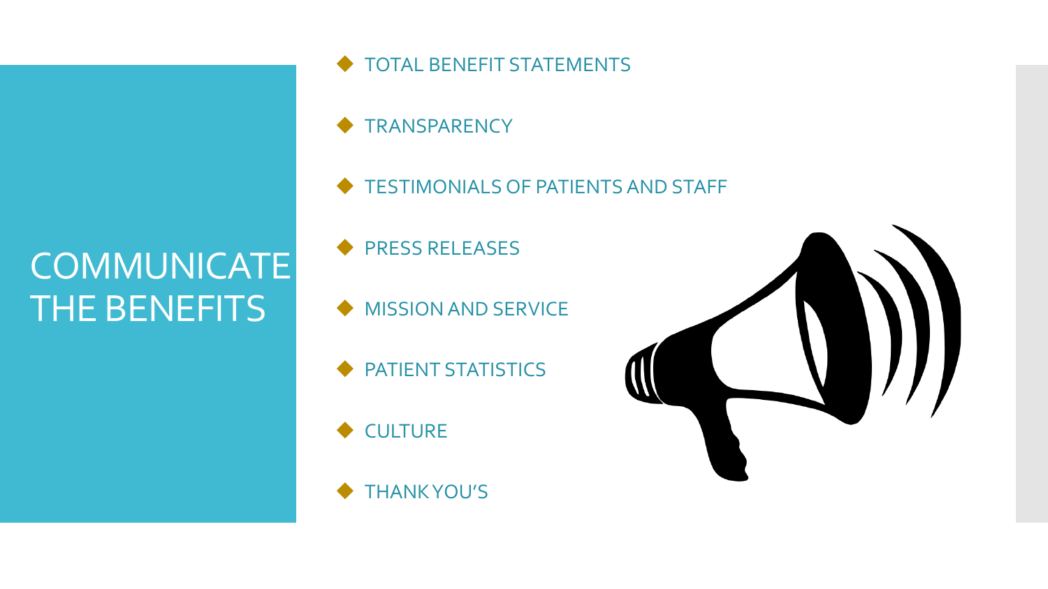# COMMUNICATE THE BENEFITS

- TOTAL BENEFIT STATEMENTS
- TRANSPARENCY
- TESTIMONIALS OF PATIENTS AND STAFF
- PRESS RELEASES
- MISSION AND SERVICE
- PATIENT STATISTICS
- CULTURE
- THANK YOU'S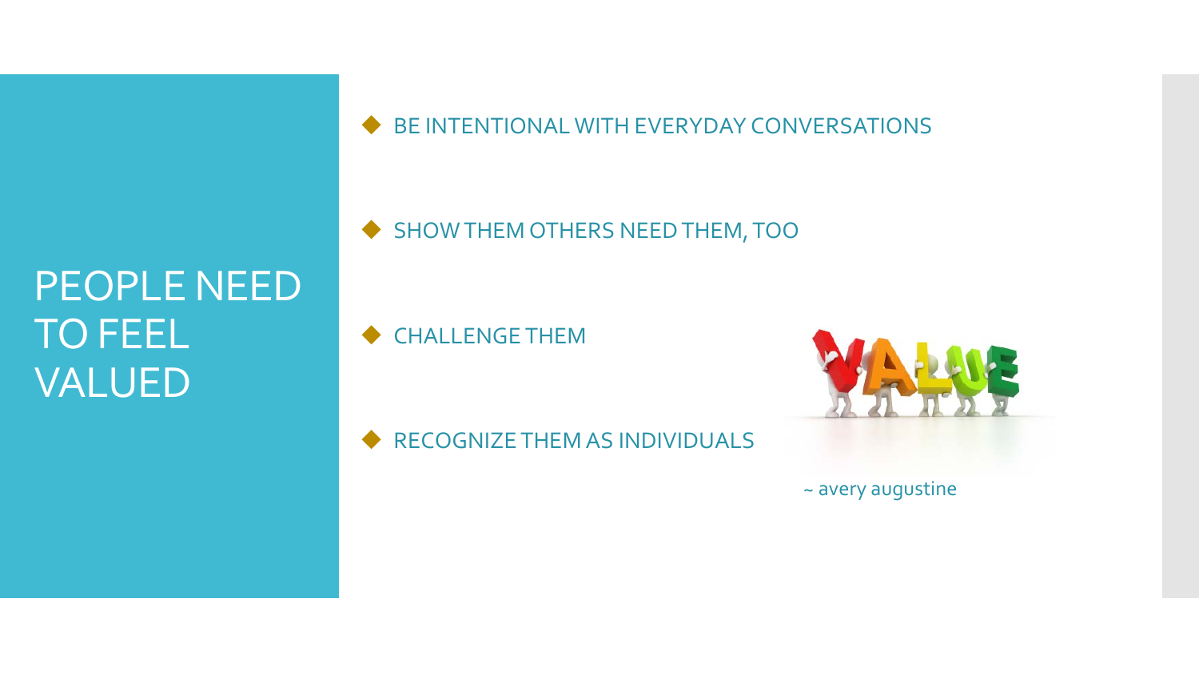# PEOPLE NEED TO FEEL VALUED

- BE INTENTIONAL WITH EVERYDAY CONVERSATIONS
- SHOW THEM OTHERS NEED THEM, TOO
- CHALLENGE THEM
- RECOGNIZE THEM AS INDIVIDUALS

~ avery augustine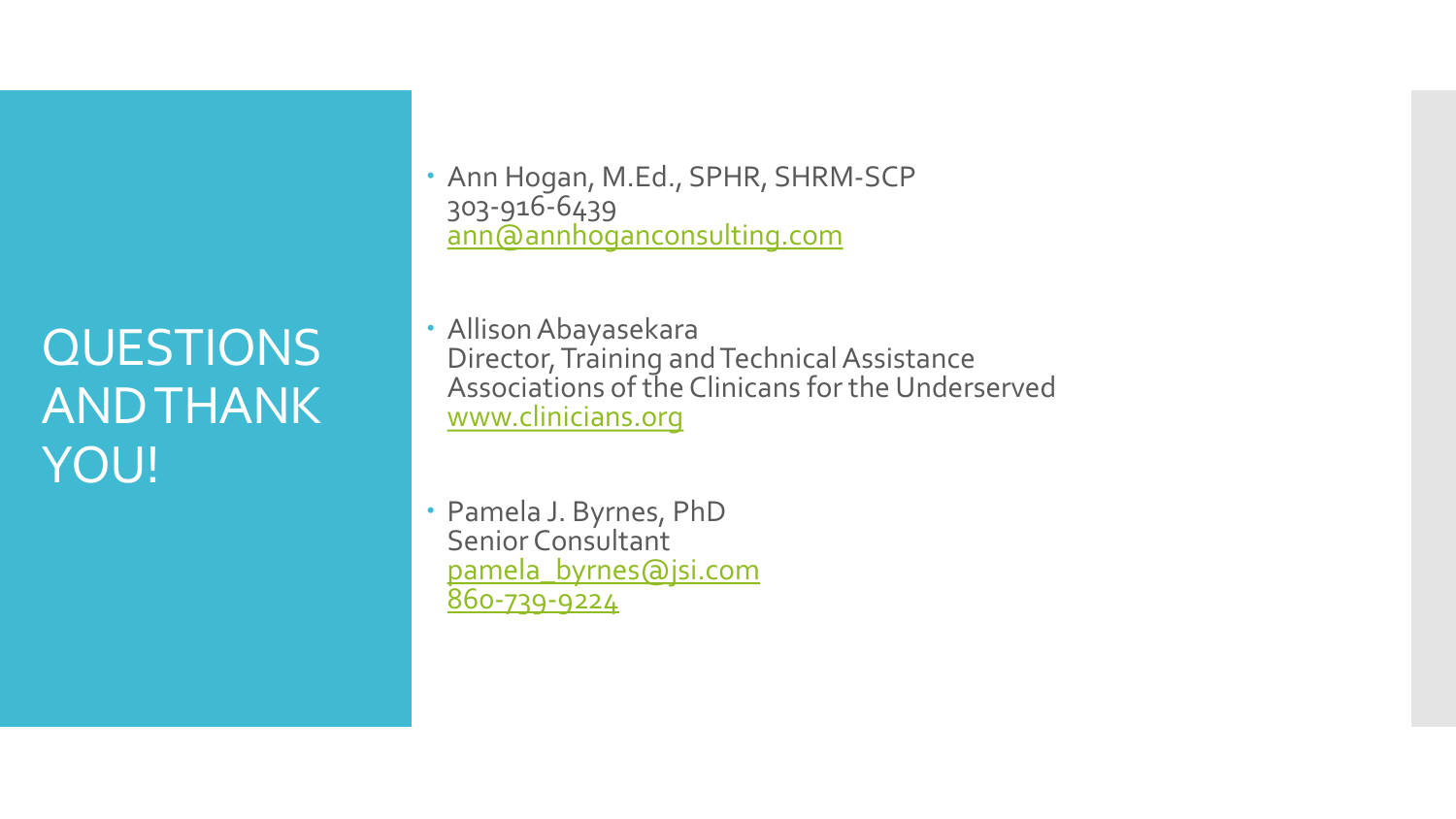# QUESTIONS AND THANK YOU!

- Ann Hogan, M.Ed., SPHR, SHRM-SCP  
  303-916-6439  
  ann@annhoganconsulting.com

- Allison Abayasekara  
  Director, Training and Technical Assistance  
  Associations of the Clinicans for the Underserved  
  www.clinicians.org

- Pamela J. Byrnes, PhD  
  Senior Consultant  
  pamela_byrnes@jsi.com  
  860-739-9224